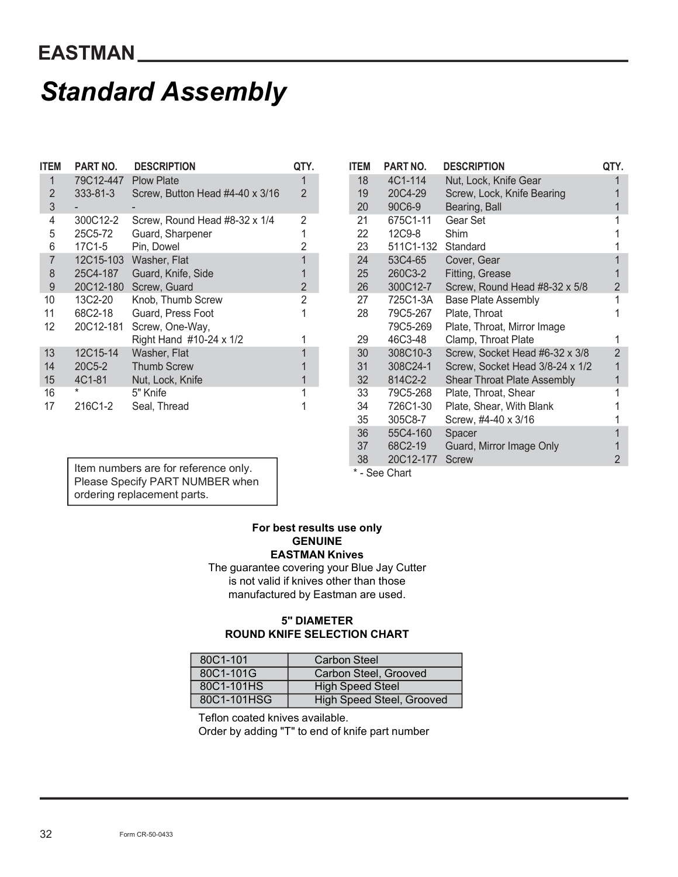# Standard Assembly

| ITEM | PART NO. | DESCRIPTION | QTY. |
|---|---|---|---|
| 1 | 79C12-447 | Plow Plate | 1 |
| 2 | 333-81-3 | Screw, Button Head #4-40 x 3/16 | 2 |
| 3 | - | - | |
| 4 | 300C12-2 | Screw, Round Head #8-32 x 1/4 | 2 |
| 5 | 25C5-72 | Guard, Sharpener | 1 |
| 6 | 17C1-5 | Pin, Dowel | 2 |
| 7 | 12C15-103 | Washer, Flat | 1 |
| 8 | 25C4-187 | Guard, Knife, Side | 1 |
| 9 | 20C12-180 | Screw, Guard | 2 |
| 10 | 13C2-20 | Knob, Thumb Screw | 2 |
| 11 | 68C2-18 | Guard, Press Foot | 1 |
| 12 | 20C12-181 | Screw, One-Way, Right Hand #10-24 x 1/2 | 1 |
| 13 | 12C15-14 | Washer, Flat | 1 |
| 14 | 20C5-2 | Thumb Screw | 1 |
| 15 | 4C1-81 | Nut, Lock, Knife | 1 |
| 16 | * | 5" Knife | 1 |
| 17 | 216C1-2 | Seal, Thread | 1 |
| 18 | 4C1-114 | Nut, Lock, Knife Gear | 1 |
| 19 | 20C4-29 | Screw, Lock, Knife Bearing | 1 |
| 20 | 90C6-9 | Bearing, Ball | 1 |
| 21 | 675C1-11 | Gear Set | 1 |
| 22 | 12C9-8 | Shim | 1 |
| 23 | 511C1-132 | Standard | 1 |
| 24 | 53C4-65 | Cover, Gear | 1 |
| 25 | 260C3-2 | Fitting, Grease | 1 |
| 26 | 300C12-7 | Screw, Round Head #8-32 x 5/8 | 2 |
| 27 | 725C1-3A | Base Plate Assembly | 1 |
| 28 | 79C5-267 | Plate, Throat | 1 |
| | 79C5-269 | Plate, Throat, Mirror Image | |
| 29 | 46C3-48 | Clamp, Throat Plate | 1 |
| 30 | 308C10-3 | Screw, Socket Head #6-32 x 3/8 | 2 |
| 31 | 308C24-1 | Screw, Socket Head 3/8-24 x 1/2 | 1 |
| 32 | 814C2-2 | Shear Throat Plate Assembly | 1 |
| 33 | 79C5-268 | Plate, Throat, Shear | 1 |
| 34 | 726C1-30 | Plate, Shear, With Blank | 1 |
| 35 | 305C8-7 | Screw, #4-40 x 3/16 | 1 |
| 36 | 55C4-160 | Spacer | 1 |
| 37 | 68C2-19 | Guard, Mirror Image Only | 1 |
| 38 | 20C12-177 | Screw | 2 |

\* - See Chart

Item numbers are for reference only. Please Specify PART NUMBER when ordering replacement parts.

**For best results use only**
**GENUINE**
**EASTMAN Knives**

The guarantee covering your Blue Jay Cutter is not valid if knives other than those manufactured by Eastman are used.

**5" DIAMETER**
**ROUND KNIFE SELECTION CHART**

| Part No. | Description |
|---|---|
| 80C1-101 | Carbon Steel |
| 80C1-101G | Carbon Steel, Grooved |
| 80C1-101HS | High Speed Steel |
| 80C1-101HSG | High Speed Steel, Grooved |

Teflon coated knives available.
Order by adding "T" to end of knife part number

Form CR-50-0433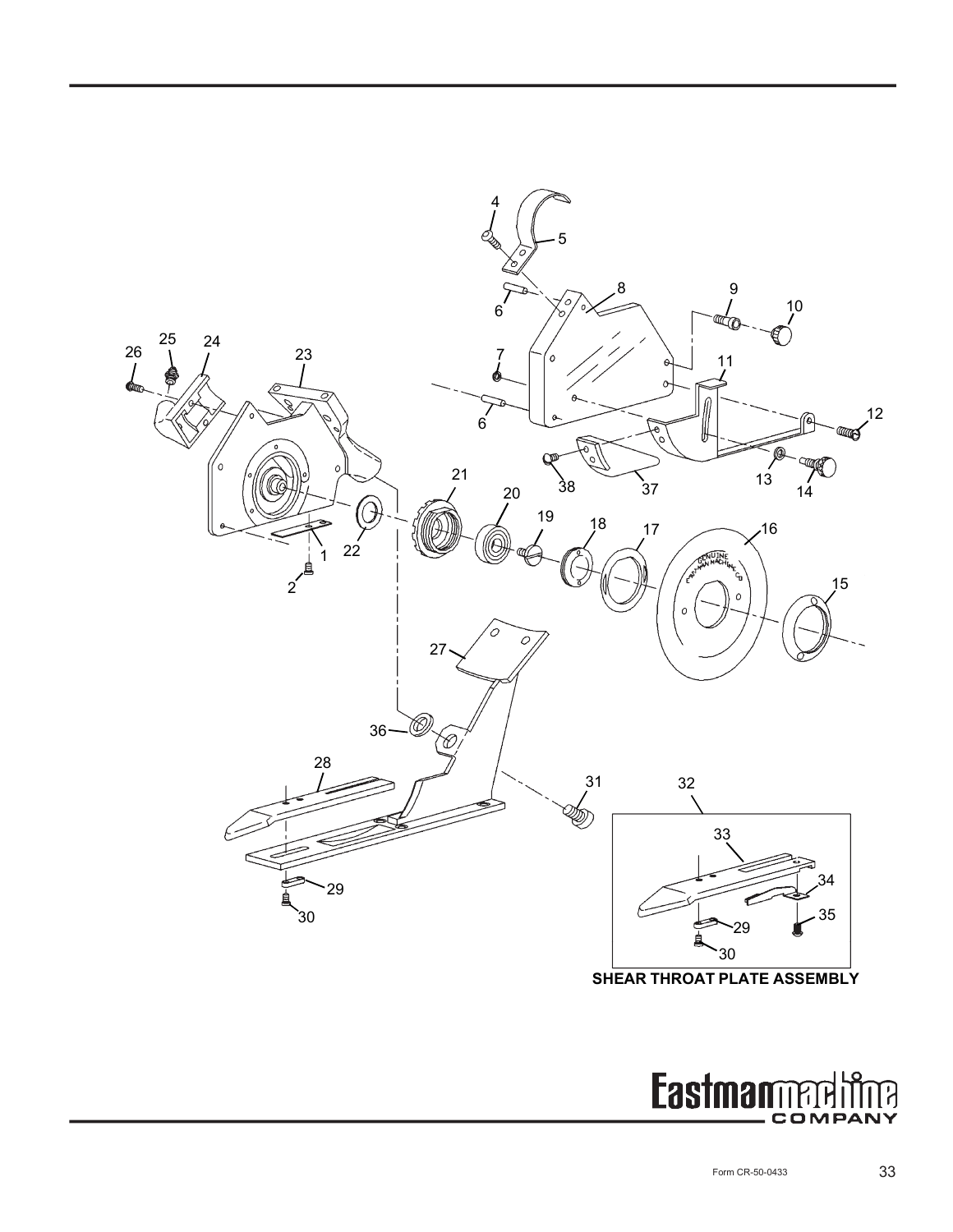4
5
8
9
10
6
7
11
12
26
25
24
23
6
38
37
13
14
21
20
19
18
17
16
15
1
22
2
27
36
28
31
32
33
34
35
29
30
29
30

**SHEAR THROAT PLATE ASSEMBLY**

Form CR-50-0433